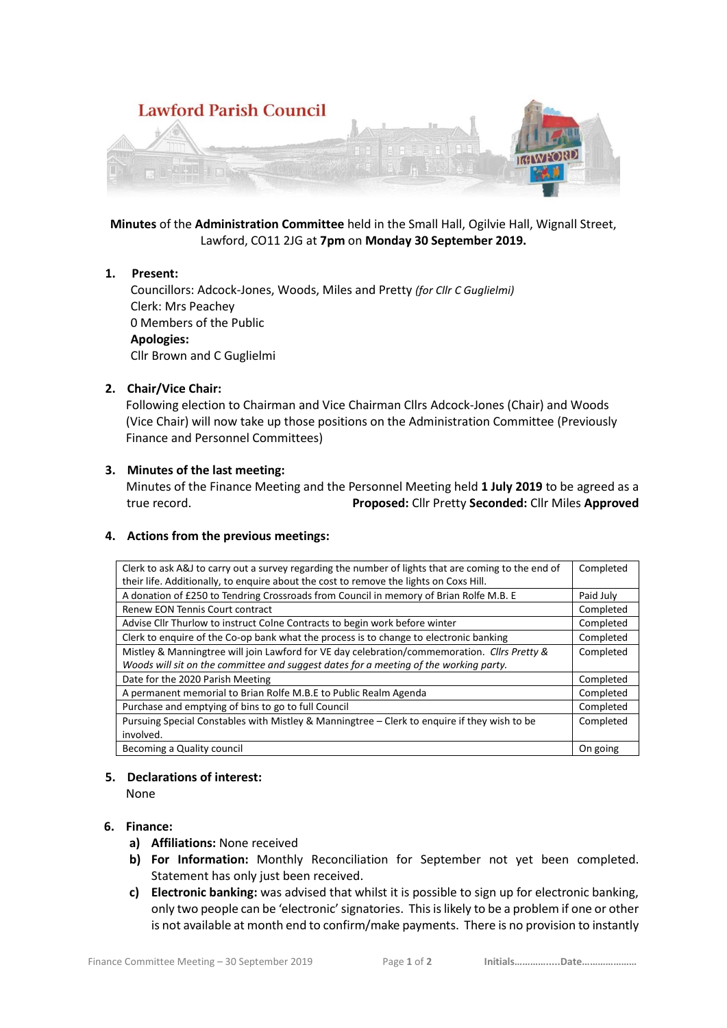Lawford Parish Council

**Minutes** of the **Administration Committee** held in the Small Hall, Ogilvie Hall, Wignall Street, Lawford, CO11 2JG at **7pm** on **Monday 30 September 2019.**

1. **Present:**
   Councillors: Adcock-Jones, Woods, Miles and Pretty *(for Cllr C Guglielmi)*
   Clerk: Mrs Peachey
   0 Members of the Public
   **Apologies:**
   Cllr Brown and C Guglielmi

2. **Chair/Vice Chair:**
   Following election to Chairman and Vice Chairman Cllrs Adcock-Jones (Chair) and Woods (Vice Chair) will now take up those positions on the Administration Committee (Previously Finance and Personnel Committees)

3. **Minutes of the last meeting:**
   Minutes of the Finance Meeting and the Personnel Meeting held **1 July 2019** to be agreed as a true record. **Proposed:** Cllr Pretty **Seconded:** Cllr Miles **Approved**

4. **Actions from the previous meetings:**

| Action | Status |
|---|---|
| Clerk to ask A&J to carry out a survey regarding the number of lights that are coming to the end of their life. Additionally, to enquire about the cost to remove the lights on Coxs Hill. | Completed |
| A donation of £250 to Tendring Crossroads from Council in memory of Brian Rolfe M.B. E | Paid July |
| Renew EON Tennis Court contract | Completed |
| Advise Cllr Thurlow to instruct Colne Contracts to begin work before winter | Completed |
| Clerk to enquire of the Co-op bank what the process is to change to electronic banking | Completed |
| Mistley & Manningtree will join Lawford for VE day celebration/commemoration. *Cllrs Pretty & Woods will sit on the committee and suggest dates for a meeting of the working party.* | Completed |
| Date for the 2020 Parish Meeting | Completed |
| A permanent memorial to Brian Rolfe M.B.E to Public Realm Agenda | Completed |
| Purchase and emptying of bins to go to full Council | Completed |
| Pursuing Special Constables with Mistley & Manningtree – Clerk to enquire if they wish to be involved. | Completed |
| Becoming a Quality council | On going |

5. **Declarations of interest:**
   None

6. **Finance:**
   a) **Affiliations:** None received
   b) **For Information:** Monthly Reconciliation for September not yet been completed. Statement has only just been received.
   c) **Electronic banking:** was advised that whilst it is possible to sign up for electronic banking, only two people can be 'electronic' signatories. This is likely to be a problem if one or other is not available at month end to confirm/make payments. There is no provision to instantly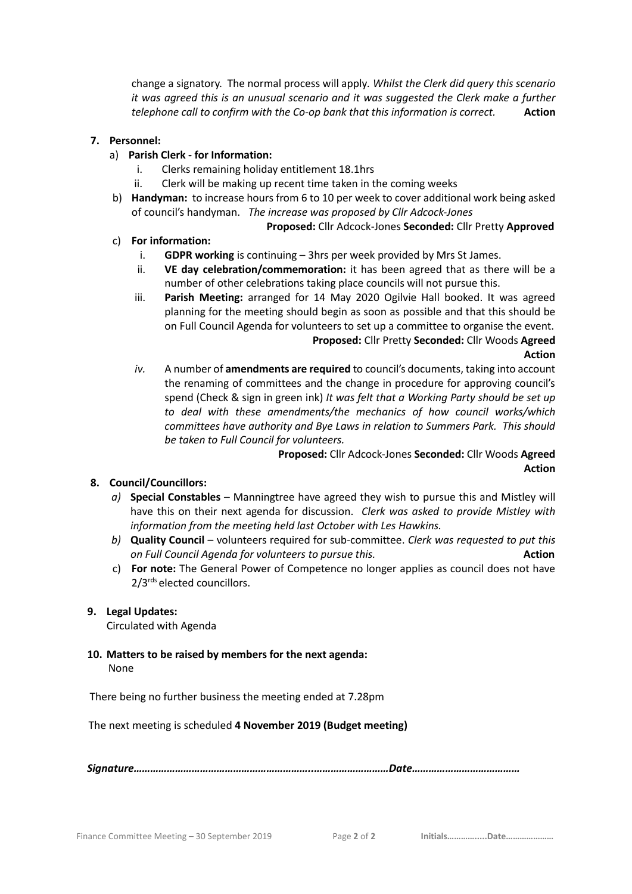change a signatory. The normal process will apply. *Whilst the Clerk did query this scenario it was agreed this is an unusual scenario and it was suggested the Clerk make a further telephone call to confirm with the Co-op bank that this information is correct.* **Action**

**7. Personnel:**

a) **Parish Clerk - for Information:**

i. Clerks remaining holiday entitlement 18.1hrs
ii. Clerk will be making up recent time taken in the coming weeks

b) **Handyman:** to increase hours from 6 to 10 per week to cover additional work being asked of council's handyman. *The increase was proposed by Cllr Adcock-Jones*

**Proposed:** Cllr Adcock-Jones **Seconded:** Cllr Pretty **Approved**

c) **For information:**

i. **GDPR working** is continuing – 3hrs per week provided by Mrs St James.
ii. **VE day celebration/commemoration:** it has been agreed that as there will be a number of other celebrations taking place councils will not pursue this.
iii. **Parish Meeting:** arranged for 14 May 2020 Ogilvie Hall booked. It was agreed planning for the meeting should begin as soon as possible and that this should be on Full Council Agenda for volunteers to set up a committee to organise the event.

**Proposed:** Cllr Pretty **Seconded:** Cllr Woods **Agreed**

**Action**

*iv.* A number of **amendments are required** to council's documents, taking into account the renaming of committees and the change in procedure for approving council's spend (Check & sign in green ink) *It was felt that a Working Party should be set up to deal with these amendments/the mechanics of how council works/which committees have authority and Bye Laws in relation to Summers Park. This should be taken to Full Council for volunteers.*

**Proposed:** Cllr Adcock-Jones **Seconded:** Cllr Woods **Agreed**

**Action**

**8. Council/Councillors:**

*a)* **Special Constables** – Manningtree have agreed they wish to pursue this and Mistley will have this on their next agenda for discussion. *Clerk was asked to provide Mistley with information from the meeting held last October with Les Hawkins.*

*b)* **Quality Council** – volunteers required for sub-committee. *Clerk was requested to put this on Full Council Agenda for volunteers to pursue this.* **Action**

c) **For note:** The General Power of Competence no longer applies as council does not have 2/3rds elected councillors.

**9. Legal Updates:**

Circulated with Agenda

**10. Matters to be raised by members for the next agenda:**

None

There being no further business the meeting ended at 7.28pm

The next meeting is scheduled **4 November 2019 (Budget meeting)**

***Signature…………………………………………………..………………………Date…………………………………***